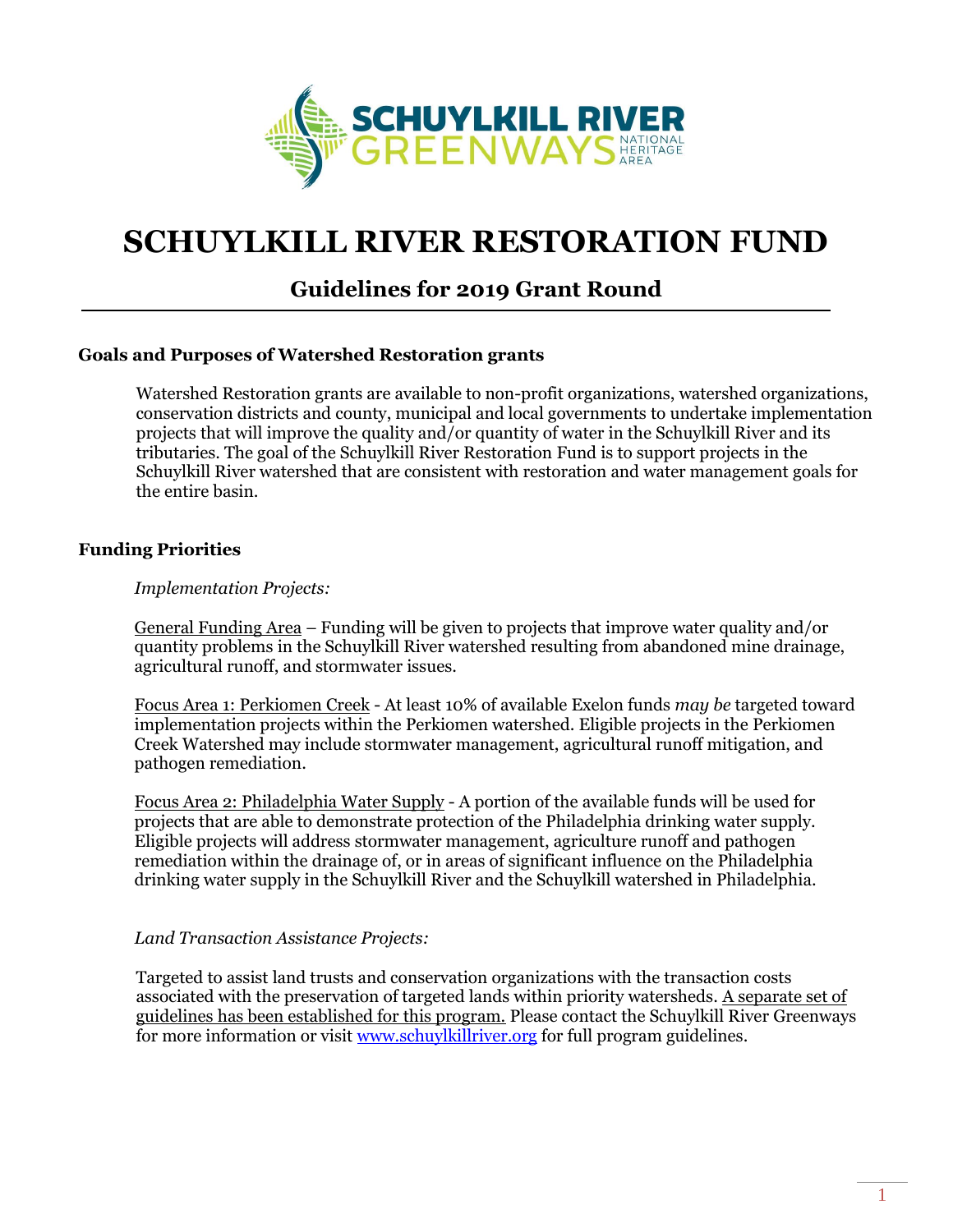# SCHUYLKILL RIVER RESTORATION FUND

## Guidelines for 2019 Grant Round

### Goals and Purposes of Watershed Restoration grants

Watershed Restoration grants are available to non-profit organizations, watershed organizations, conservation districts and county, municipal and local governments to undertake implementation projects that will improve the quality and/or quantity of water in the Schuylkill River and its tributaries. The goal of the Schuylkill River Restoration Fund is to support projects in the Schuylkill River watershed that are consistent with restoration and water management goals for the entire basin.

### Funding Priorities

*Implementation Projects:*

General Funding Area – Funding will be given to projects that improve water quality and/or quantity problems in the Schuylkill River watershed resulting from abandoned mine drainage, agricultural runoff, and stormwater issues.

Focus Area 1: Perkiomen Creek - At least 10% of available Exelon funds *may be* targeted toward implementation projects within the Perkiomen watershed. Eligible projects in the Perkiomen Creek Watershed may include stormwater management, agricultural runoff mitigation, and pathogen remediation.

Focus Area 2: Philadelphia Water Supply - A portion of the available funds will be used for projects that are able to demonstrate protection of the Philadelphia drinking water supply. Eligible projects will address stormwater management, agriculture runoff and pathogen remediation within the drainage of, or in areas of significant influence on the Philadelphia drinking water supply in the Schuylkill River and the Schuylkill watershed in Philadelphia.

*Land Transaction Assistance Projects:*

Targeted to assist land trusts and conservation organizations with the transaction costs associated with the preservation of targeted lands within priority watersheds. A separate set of guidelines has been established for this program. Please contact the Schuylkill River Greenways for more information or visit [www.schuylkillriver.org](http://www.schuylkillriver.org) for full program guidelines.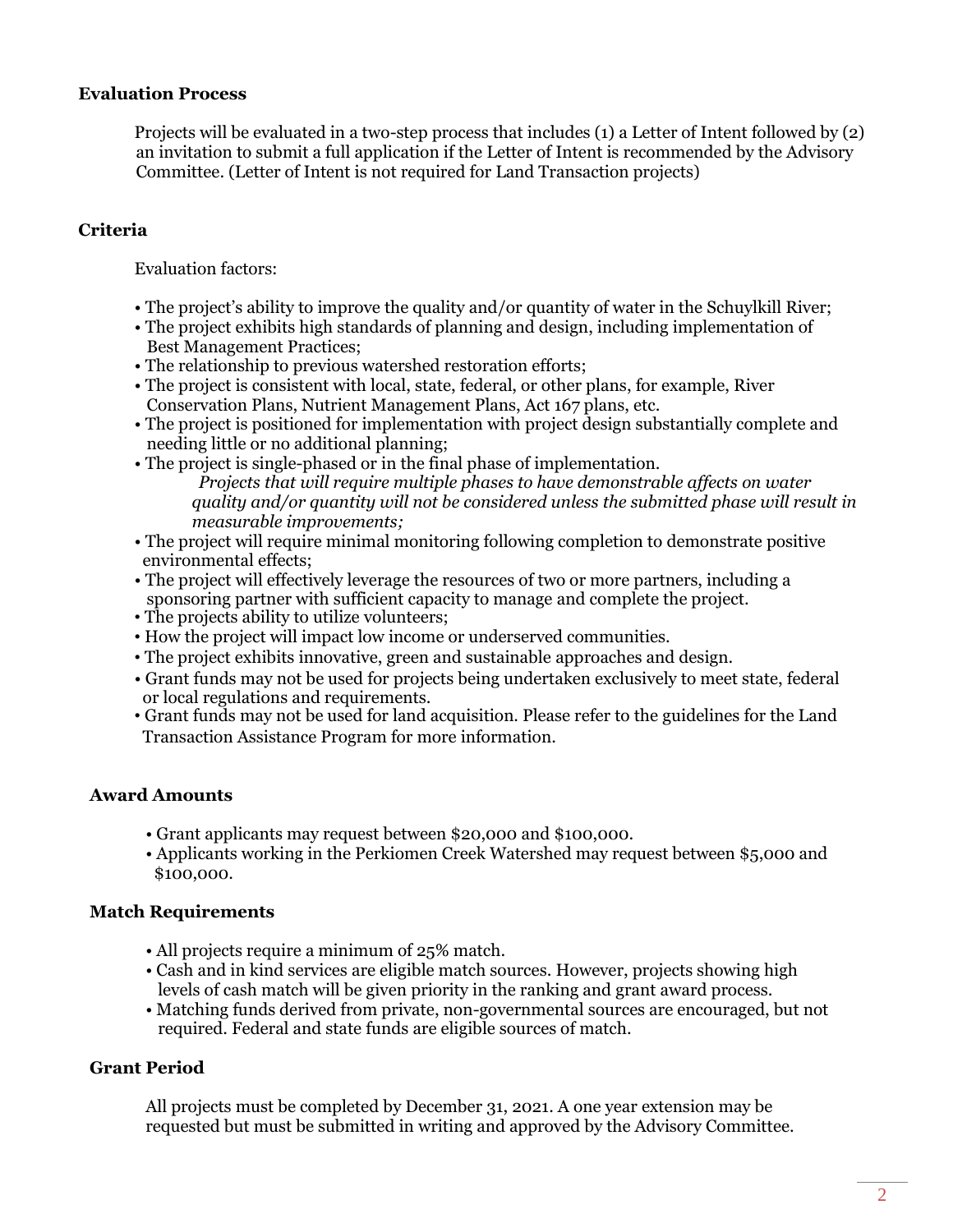**Evaluation Process**

Projects will be evaluated in a two-step process that includes (1) a Letter of Intent followed by (2) an invitation to submit a full application if the Letter of Intent is recommended by the Advisory Committee. (Letter of Intent is not required for Land Transaction projects)

**Criteria**

Evaluation factors:

- The project's ability to improve the quality and/or quantity of water in the Schuylkill River;
- The project exhibits high standards of planning and design, including implementation of Best Management Practices;
- The relationship to previous watershed restoration efforts;
- The project is consistent with local, state, federal, or other plans, for example, River Conservation Plans, Nutrient Management Plans, Act 167 plans, etc.
- The project is positioned for implementation with project design substantially complete and needing little or no additional planning;
- The project is single-phased or in the final phase of implementation.
  *Projects that will require multiple phases to have demonstrable affects on water quality and/or quantity will not be considered unless the submitted phase will result in measurable improvements;*
- The project will require minimal monitoring following completion to demonstrate positive environmental effects;
- The project will effectively leverage the resources of two or more partners, including a sponsoring partner with sufficient capacity to manage and complete the project.
- The projects ability to utilize volunteers;
- How the project will impact low income or underserved communities.
- The project exhibits innovative, green and sustainable approaches and design.
- Grant funds may not be used for projects being undertaken exclusively to meet state, federal or local regulations and requirements.
- Grant funds may not be used for land acquisition. Please refer to the guidelines for the Land Transaction Assistance Program for more information.

**Award Amounts**

- Grant applicants may request between $20,000 and $100,000.
- Applicants working in the Perkiomen Creek Watershed may request between $5,000 and $100,000.

**Match Requirements**

- All projects require a minimum of 25% match.
- Cash and in kind services are eligible match sources. However, projects showing high levels of cash match will be given priority in the ranking and grant award process.
- Matching funds derived from private, non-governmental sources are encouraged, but not required. Federal and state funds are eligible sources of match.

**Grant Period**

All projects must be completed by December 31, 2021. A one year extension may be requested but must be submitted in writing and approved by the Advisory Committee.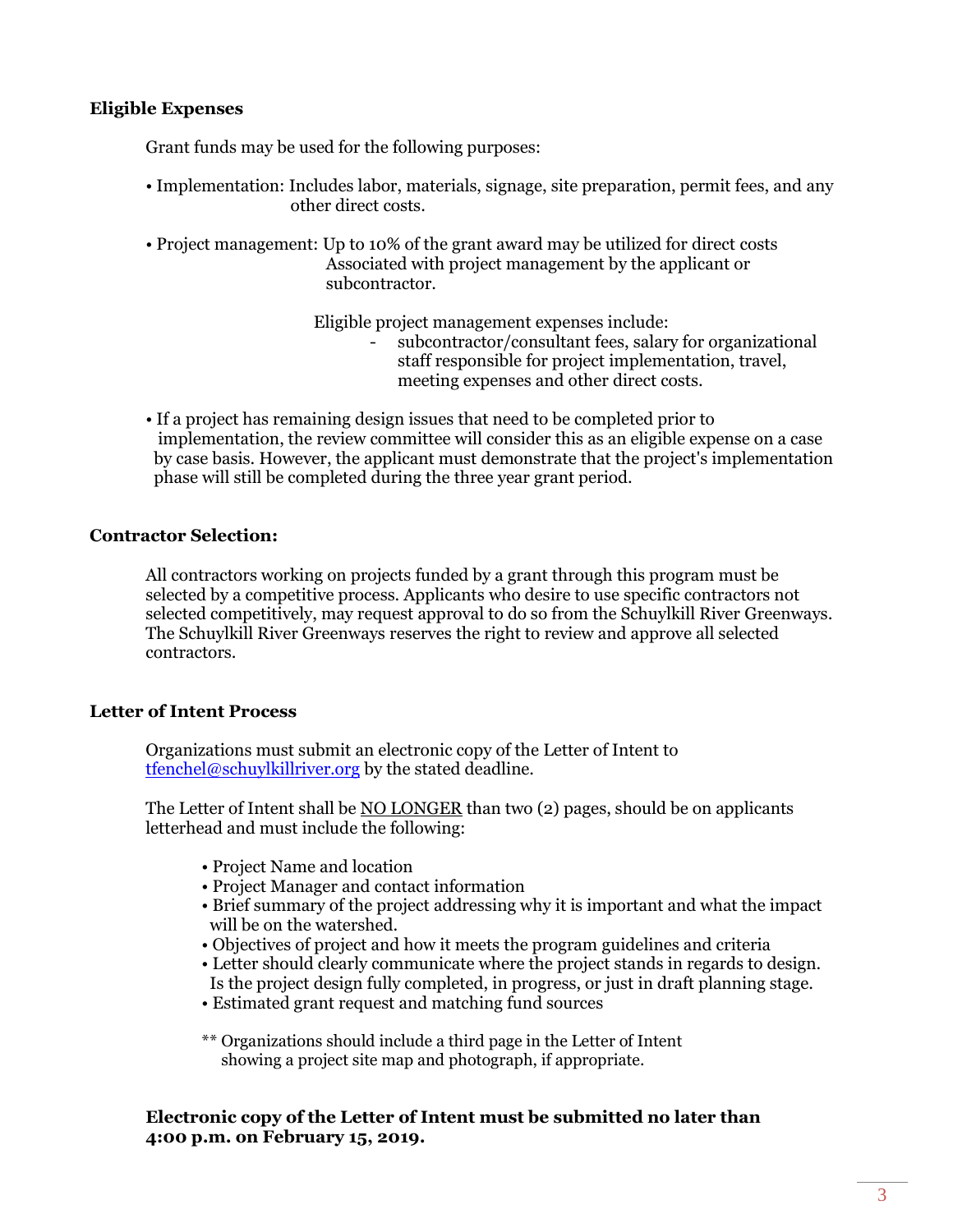## Eligible Expenses

Grant funds may be used for the following purposes:

- Implementation: Includes labor, materials, signage, site preparation, permit fees, and any other direct costs.

- Project management: Up to 10% of the grant award may be utilized for direct costs Associated with project management by the applicant or subcontractor.

  Eligible project management expenses include:
  - subcontractor/consultant fees, salary for organizational staff responsible for project implementation, travel, meeting expenses and other direct costs.

- If a project has remaining design issues that need to be completed prior to implementation, the review committee will consider this as an eligible expense on a case by case basis. However, the applicant must demonstrate that the project's implementation phase will still be completed during the three year grant period.

## Contractor Selection:

All contractors working on projects funded by a grant through this program must be selected by a competitive process. Applicants who desire to use specific contractors not selected competitively, may request approval to do so from the Schuylkill River Greenways. The Schuylkill River Greenways reserves the right to review and approve all selected contractors.

## Letter of Intent Process

Organizations must submit an electronic copy of the Letter of Intent to tfenchel@schuylkillriver.org by the stated deadline.

The Letter of Intent shall be <u>NO LONGER</u> than two (2) pages, should be on applicants letterhead and must include the following:

- Project Name and location
- Project Manager and contact information
- Brief summary of the project addressing why it is important and what the impact will be on the watershed.
- Objectives of project and how it meets the program guidelines and criteria
- Letter should clearly communicate where the project stands in regards to design. Is the project design fully completed, in progress, or just in draft planning stage.
- Estimated grant request and matching fund sources

** Organizations should include a third page in the Letter of Intent showing a project site map and photograph, if appropriate.

**Electronic copy of the Letter of Intent must be submitted no later than 4:00 p.m. on February 15, 2019.**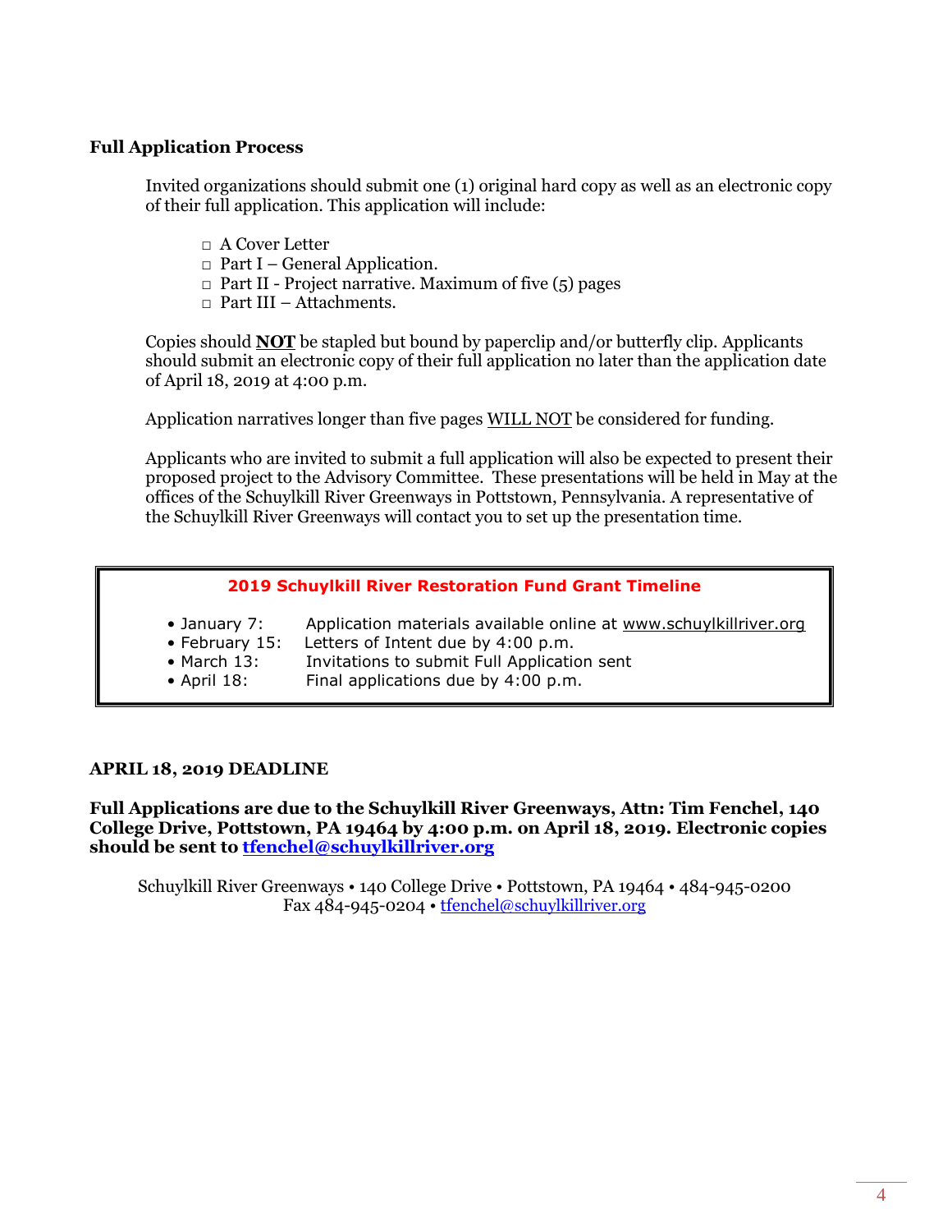## Full Application Process

Invited organizations should submit one (1) original hard copy as well as an electronic copy of their full application. This application will include:

- □ A Cover Letter
- □ Part I – General Application.
- □ Part II - Project narrative. Maximum of five (5) pages
- □ Part III – Attachments.

Copies should **NOT** be stapled but bound by paperclip and/or butterfly clip. Applicants should submit an electronic copy of their full application no later than the application date of April 18, 2019 at 4:00 p.m.

Application narratives longer than five pages WILL NOT be considered for funding.

Applicants who are invited to submit a full application will also be expected to present their proposed project to the Advisory Committee. These presentations will be held in May at the offices of the Schuylkill River Greenways in Pottstown, Pennsylvania. A representative of the Schuylkill River Greenways will contact you to set up the presentation time.

**2019 Schuylkill River Restoration Fund Grant Timeline**

- January 7: Application materials available online at www.schuylkillriver.org
- February 15: Letters of Intent due by 4:00 p.m.
- March 13: Invitations to submit Full Application sent
- April 18: Final applications due by 4:00 p.m.

## APRIL 18, 2019 DEADLINE

**Full Applications are due to the Schuylkill River Greenways, Attn: Tim Fenchel, 140 College Drive, Pottstown, PA 19464 by 4:00 p.m. on April 18, 2019. Electronic copies should be sent to tfenchel@schuylkillriver.org**

Schuylkill River Greenways • 140 College Drive • Pottstown, PA 19464 • 484-945-0200
Fax 484-945-0204 • tfenchel@schuylkillriver.org